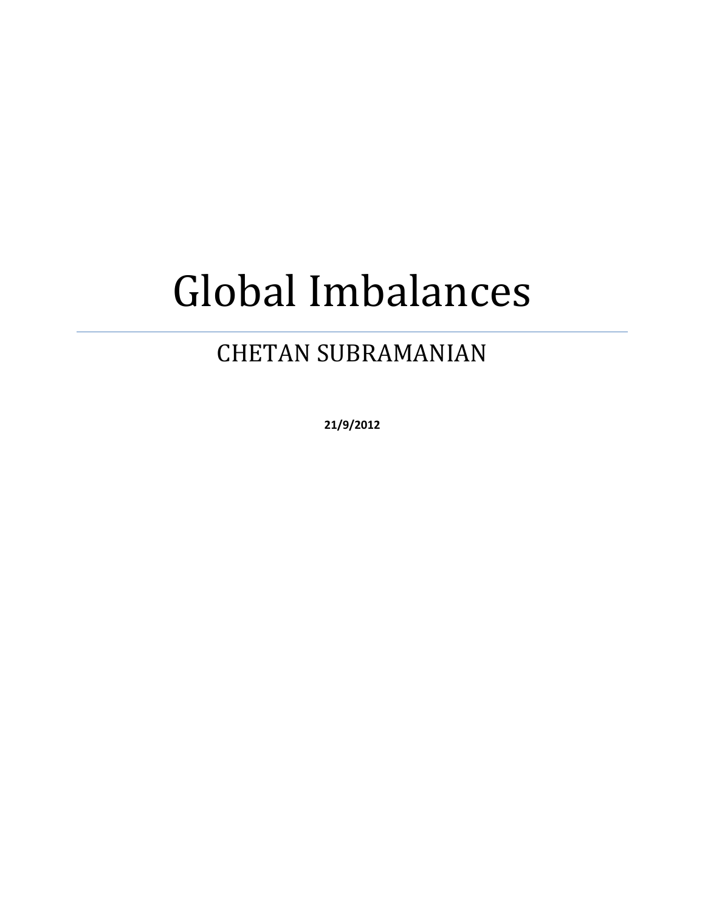# Global Imbalances

CHETAN SUBRAMANIAN

**21/9/2012**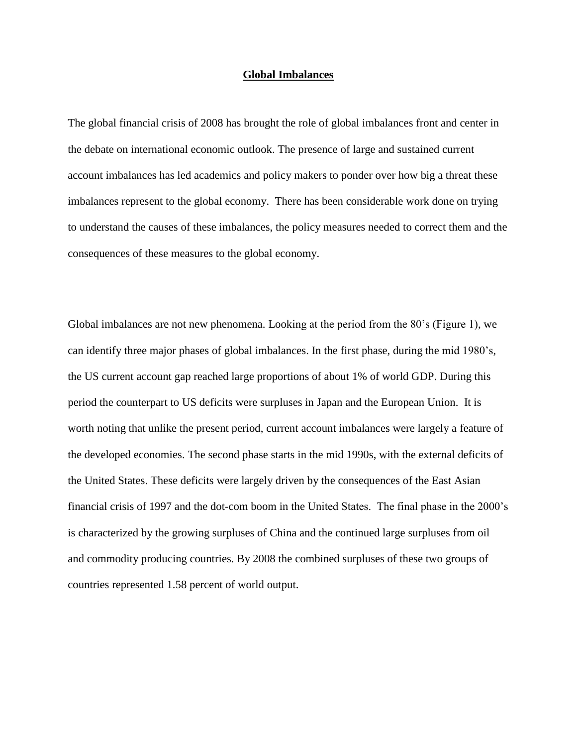## Global Imbalances

The global financial crisis of 2008 has brought the role of global imbalances front and center in the debate on international economic outlook. The presence of large and sustained current account imbalances has led academics and policy makers to ponder over how big a threat these imbalances represent to the global economy. There has been considerable work done on trying to understand the causes of these imbalances, the policy measures needed to correct them and the consequences of these measures to the global economy.

Global imbalances are not new phenomena. Looking at the period from the 80's (Figure 1), we can identify three major phases of global imbalances. In the first phase, during the mid 1980's, the US current account gap reached large proportions of about 1% of world GDP. During this period the counterpart to US deficits were surpluses in Japan and the European Union. It is worth noting that unlike the present period, current account imbalances were largely a feature of the developed economies. The second phase starts in the mid 1990s, with the external deficits of the United States. These deficits were largely driven by the consequences of the East Asian financial crisis of 1997 and the dot-com boom in the United States. The final phase in the 2000's is characterized by the growing surpluses of China and the continued large surpluses from oil and commodity producing countries. By 2008 the combined surpluses of these two groups of countries represented 1.58 percent of world output.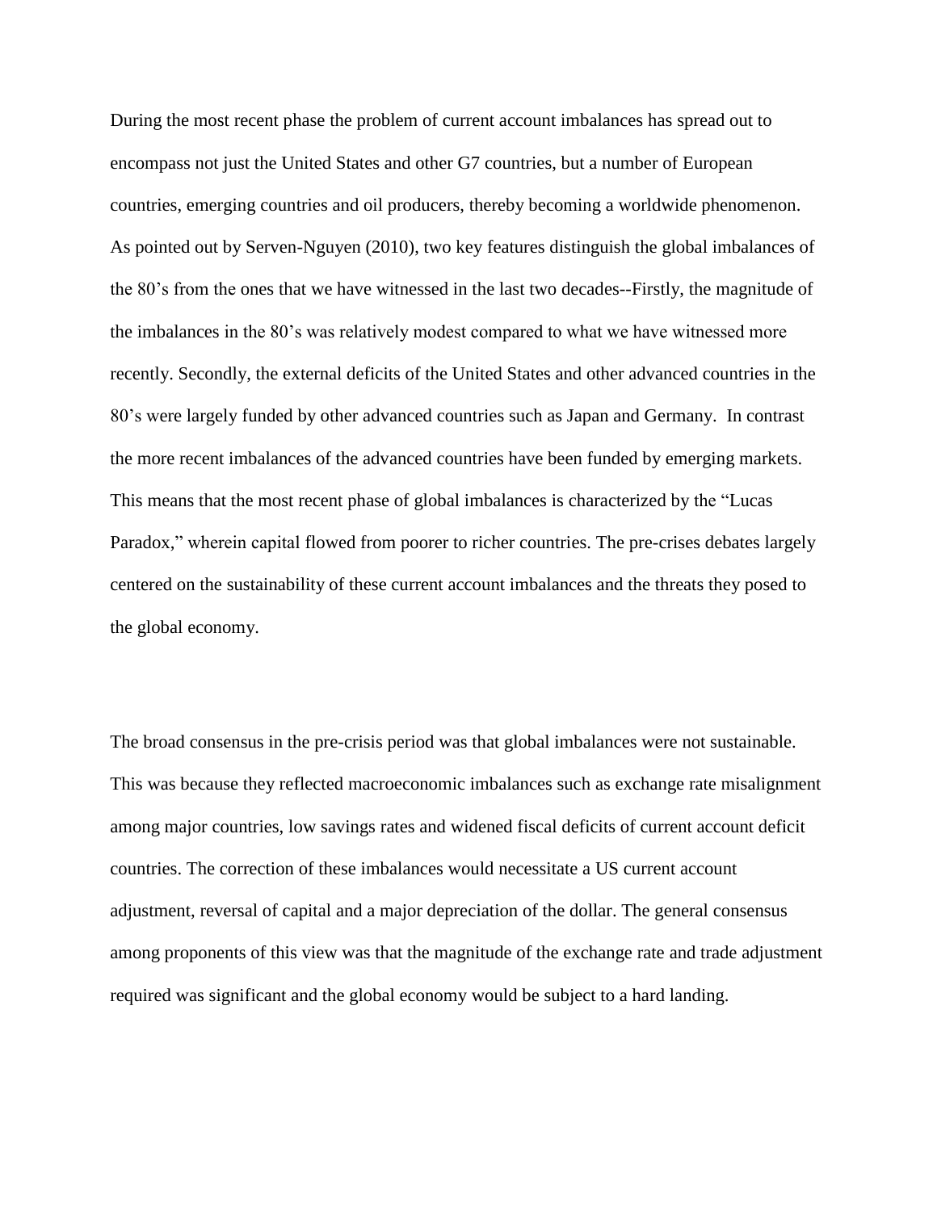During the most recent phase the problem of current account imbalances has spread out to encompass not just the United States and other G7 countries, but a number of European countries, emerging countries and oil producers, thereby becoming a worldwide phenomenon. As pointed out by Serven-Nguyen (2010), two key features distinguish the global imbalances of the 80's from the ones that we have witnessed in the last two decades--Firstly, the magnitude of the imbalances in the 80's was relatively modest compared to what we have witnessed more recently. Secondly, the external deficits of the United States and other advanced countries in the 80's were largely funded by other advanced countries such as Japan and Germany. In contrast the more recent imbalances of the advanced countries have been funded by emerging markets. This means that the most recent phase of global imbalances is characterized by the "Lucas Paradox," wherein capital flowed from poorer to richer countries. The pre-crises debates largely centered on the sustainability of these current account imbalances and the threats they posed to the global economy.

The broad consensus in the pre-crisis period was that global imbalances were not sustainable. This was because they reflected macroeconomic imbalances such as exchange rate misalignment among major countries, low savings rates and widened fiscal deficits of current account deficit countries. The correction of these imbalances would necessitate a US current account adjustment, reversal of capital and a major depreciation of the dollar. The general consensus among proponents of this view was that the magnitude of the exchange rate and trade adjustment required was significant and the global economy would be subject to a hard landing.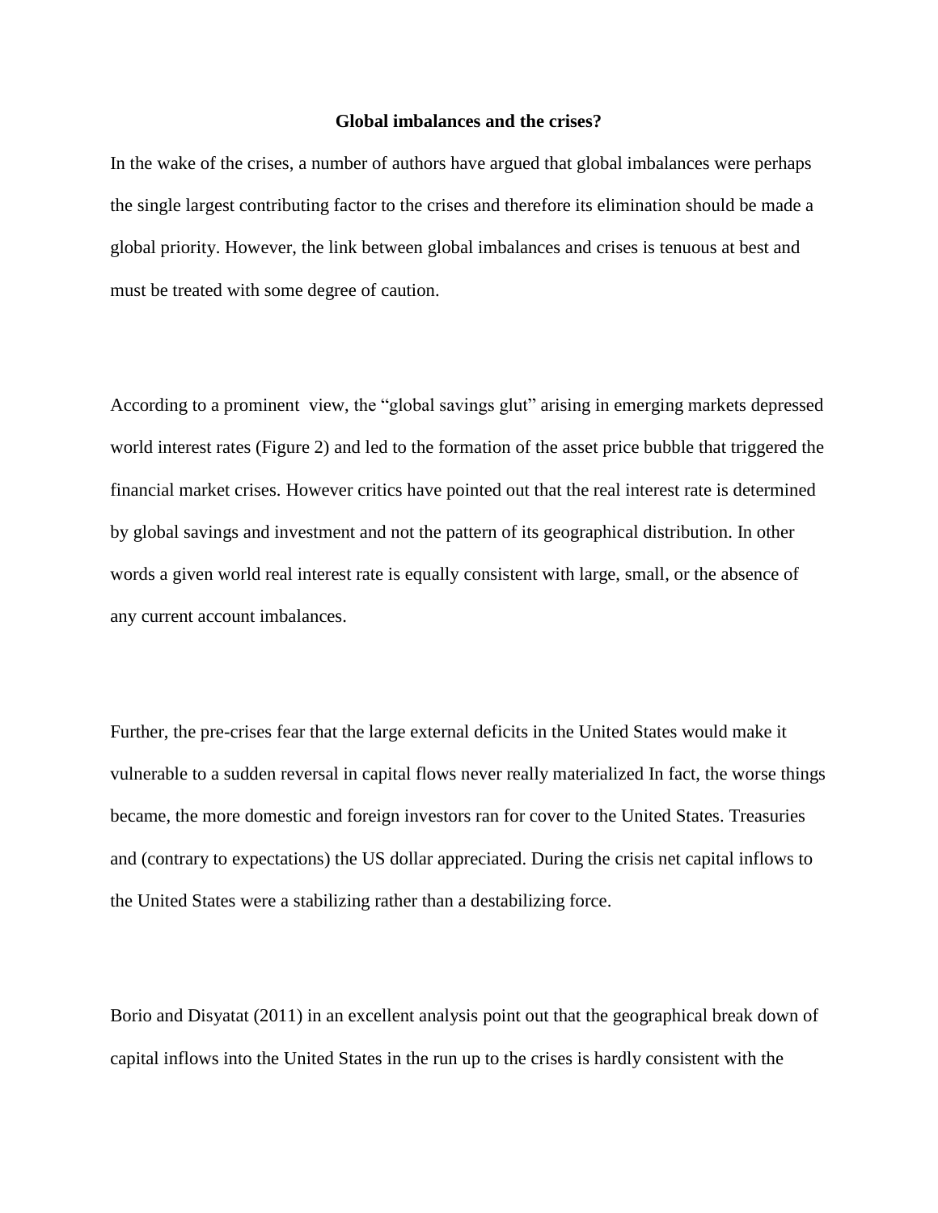**Global imbalances and the crises?**

In the wake of the crises, a number of authors have argued that global imbalances were perhaps the single largest contributing factor to the crises and therefore its elimination should be made a global priority. However, the link between global imbalances and crises is tenuous at best and must be treated with some degree of caution.

According to a prominent view, the "global savings glut" arising in emerging markets depressed world interest rates (Figure 2) and led to the formation of the asset price bubble that triggered the financial market crises. However critics have pointed out that the real interest rate is determined by global savings and investment and not the pattern of its geographical distribution. In other words a given world real interest rate is equally consistent with large, small, or the absence of any current account imbalances.

Further, the pre-crises fear that the large external deficits in the United States would make it vulnerable to a sudden reversal in capital flows never really materialized In fact, the worse things became, the more domestic and foreign investors ran for cover to the United States. Treasuries and (contrary to expectations) the US dollar appreciated. During the crisis net capital inflows to the United States were a stabilizing rather than a destabilizing force.

Borio and Disyatat (2011) in an excellent analysis point out that the geographical break down of capital inflows into the United States in the run up to the crises is hardly consistent with the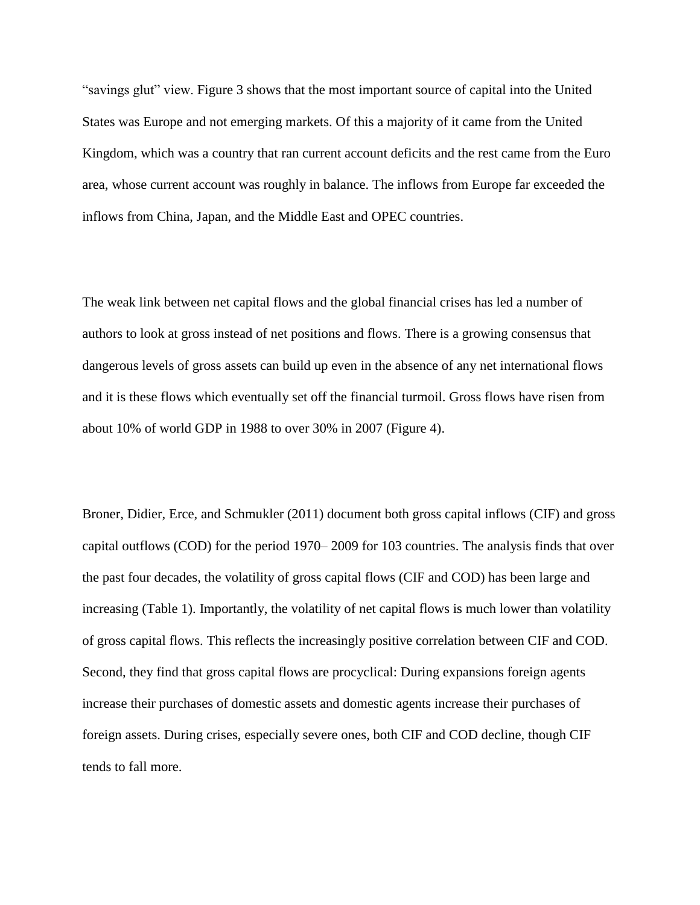"savings glut" view. Figure 3 shows that the most important source of capital into the United States was Europe and not emerging markets. Of this a majority of it came from the United Kingdom, which was a country that ran current account deficits and the rest came from the Euro area, whose current account was roughly in balance. The inflows from Europe far exceeded the inflows from China, Japan, and the Middle East and OPEC countries.

The weak link between net capital flows and the global financial crises has led a number of authors to look at gross instead of net positions and flows. There is a growing consensus that dangerous levels of gross assets can build up even in the absence of any net international flows and it is these flows which eventually set off the financial turmoil. Gross flows have risen from about 10% of world GDP in 1988 to over 30% in 2007 (Figure 4).

Broner, Didier, Erce, and Schmukler (2011) document both gross capital inflows (CIF) and gross capital outflows (COD) for the period 1970– 2009 for 103 countries. The analysis finds that over the past four decades, the volatility of gross capital flows (CIF and COD) has been large and increasing (Table 1). Importantly, the volatility of net capital flows is much lower than volatility of gross capital flows. This reflects the increasingly positive correlation between CIF and COD. Second, they find that gross capital flows are procyclical: During expansions foreign agents increase their purchases of domestic assets and domestic agents increase their purchases of foreign assets. During crises, especially severe ones, both CIF and COD decline, though CIF tends to fall more.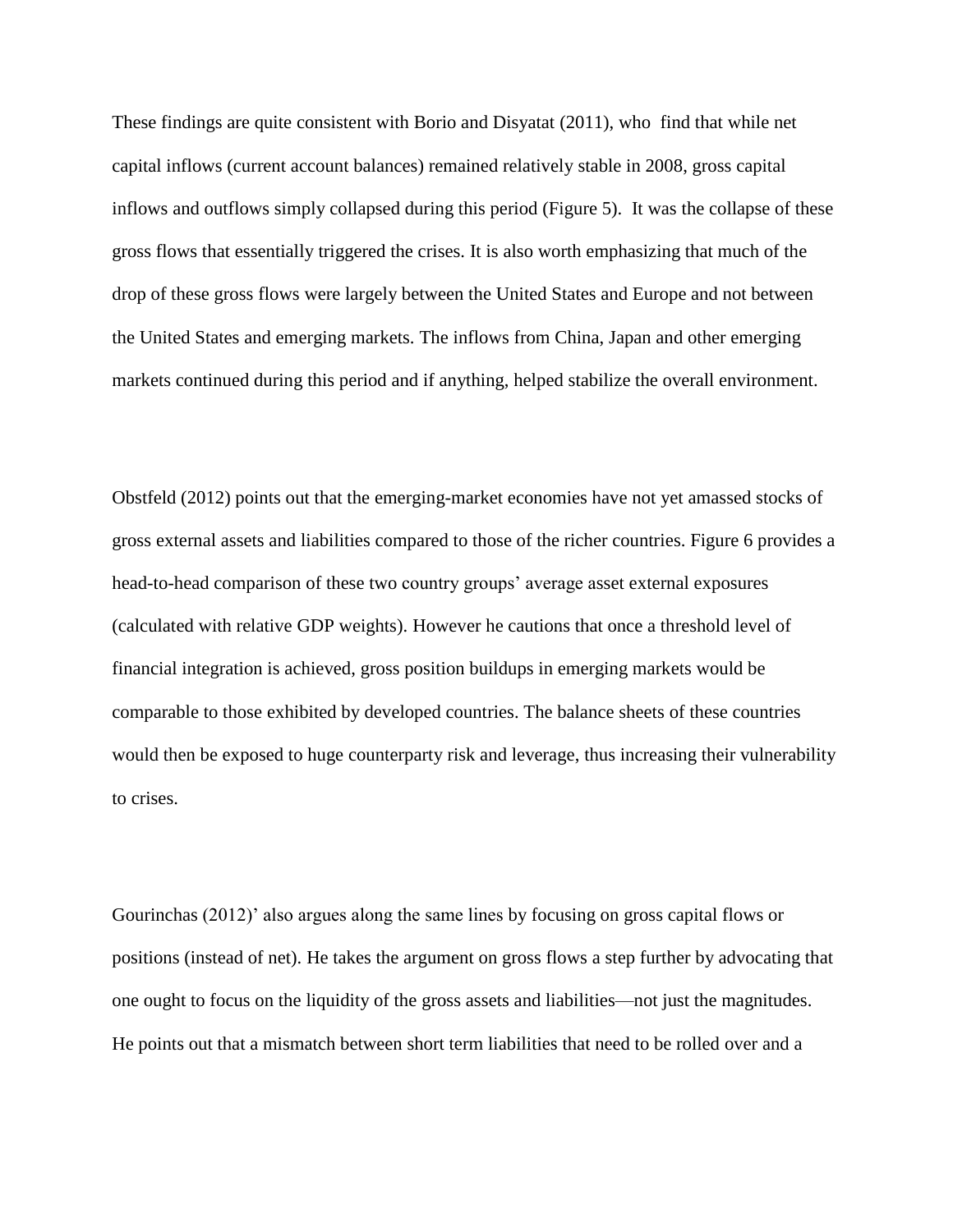These findings are quite consistent with Borio and Disyatat (2011), who find that while net capital inflows (current account balances) remained relatively stable in 2008, gross capital inflows and outflows simply collapsed during this period (Figure 5). It was the collapse of these gross flows that essentially triggered the crises. It is also worth emphasizing that much of the drop of these gross flows were largely between the United States and Europe and not between the United States and emerging markets. The inflows from China, Japan and other emerging markets continued during this period and if anything, helped stabilize the overall environment.

Obstfeld (2012) points out that the emerging-market economies have not yet amassed stocks of gross external assets and liabilities compared to those of the richer countries. Figure 6 provides a head-to-head comparison of these two country groups' average asset external exposures (calculated with relative GDP weights). However he cautions that once a threshold level of financial integration is achieved, gross position buildups in emerging markets would be comparable to those exhibited by developed countries. The balance sheets of these countries would then be exposed to huge counterparty risk and leverage, thus increasing their vulnerability to crises.

Gourinchas (2012)' also argues along the same lines by focusing on gross capital flows or positions (instead of net). He takes the argument on gross flows a step further by advocating that one ought to focus on the liquidity of the gross assets and liabilities—not just the magnitudes. He points out that a mismatch between short term liabilities that need to be rolled over and a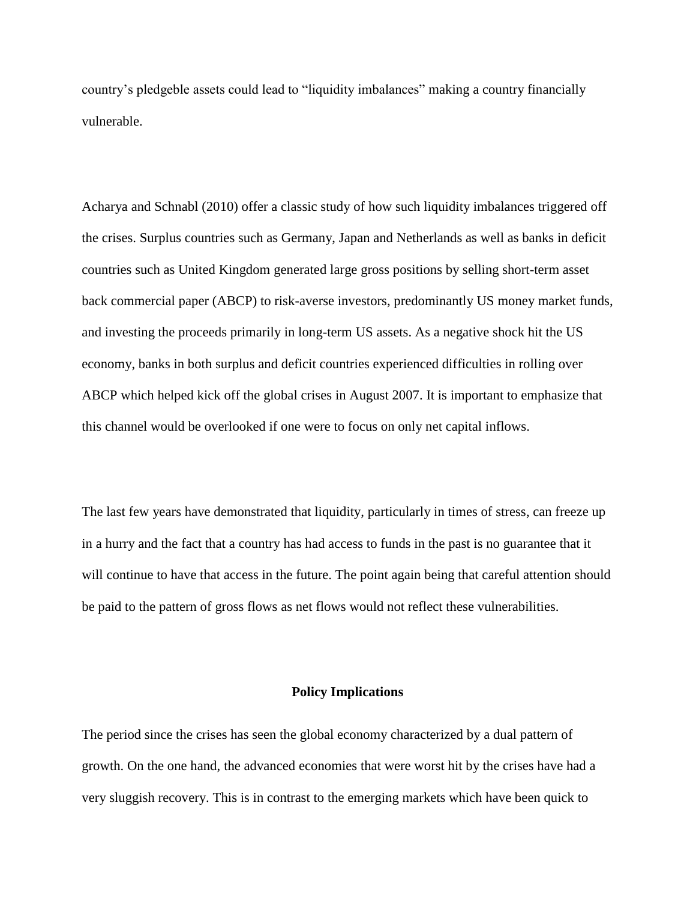country's pledgeble assets could lead to "liquidity imbalances" making a country financially vulnerable.

Acharya and Schnabl (2010) offer a classic study of how such liquidity imbalances triggered off the crises. Surplus countries such as Germany, Japan and Netherlands as well as banks in deficit countries such as United Kingdom generated large gross positions by selling short-term asset back commercial paper (ABCP) to risk-averse investors, predominantly US money market funds, and investing the proceeds primarily in long-term US assets. As a negative shock hit the US economy, banks in both surplus and deficit countries experienced difficulties in rolling over ABCP which helped kick off the global crises in August 2007. It is important to emphasize that this channel would be overlooked if one were to focus on only net capital inflows.

The last few years have demonstrated that liquidity, particularly in times of stress, can freeze up in a hurry and the fact that a country has had access to funds in the past is no guarantee that it will continue to have that access in the future. The point again being that careful attention should be paid to the pattern of gross flows as net flows would not reflect these vulnerabilities.

## Policy Implications

The period since the crises has seen the global economy characterized by a dual pattern of growth. On the one hand, the advanced economies that were worst hit by the crises have had a very sluggish recovery. This is in contrast to the emerging markets which have been quick to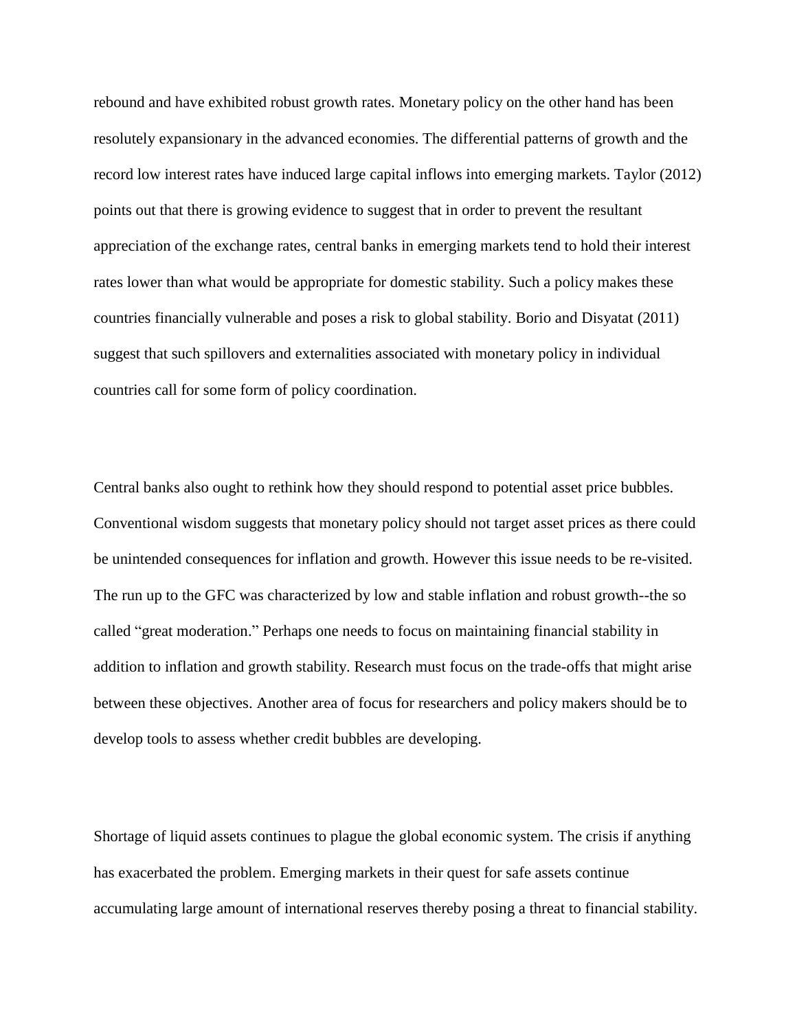rebound and have exhibited robust growth rates. Monetary policy on the other hand has been resolutely expansionary in the advanced economies. The differential patterns of growth and the record low interest rates have induced large capital inflows into emerging markets. Taylor (2012) points out that there is growing evidence to suggest that in order to prevent the resultant appreciation of the exchange rates, central banks in emerging markets tend to hold their interest rates lower than what would be appropriate for domestic stability. Such a policy makes these countries financially vulnerable and poses a risk to global stability. Borio and Disyatat (2011) suggest that such spillovers and externalities associated with monetary policy in individual countries call for some form of policy coordination.

Central banks also ought to rethink how they should respond to potential asset price bubbles. Conventional wisdom suggests that monetary policy should not target asset prices as there could be unintended consequences for inflation and growth. However this issue needs to be re-visited. The run up to the GFC was characterized by low and stable inflation and robust growth--the so called “great moderation.” Perhaps one needs to focus on maintaining financial stability in addition to inflation and growth stability. Research must focus on the trade-offs that might arise between these objectives. Another area of focus for researchers and policy makers should be to develop tools to assess whether credit bubbles are developing.

Shortage of liquid assets continues to plague the global economic system. The crisis if anything has exacerbated the problem. Emerging markets in their quest for safe assets continue accumulating large amount of international reserves thereby posing a threat to financial stability.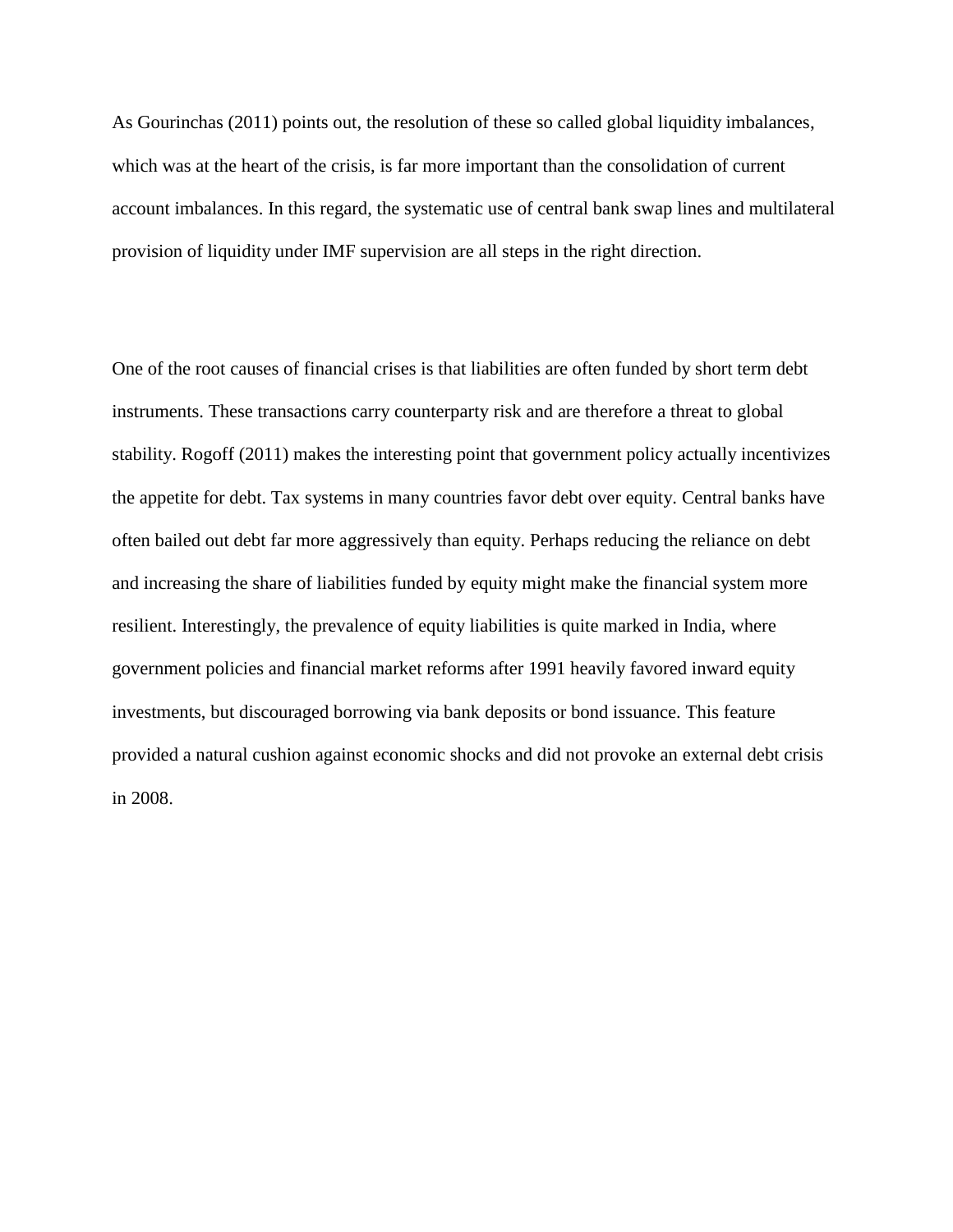As Gourinchas (2011) points out, the resolution of these so called global liquidity imbalances, which was at the heart of the crisis, is far more important than the consolidation of current account imbalances. In this regard, the systematic use of central bank swap lines and multilateral provision of liquidity under IMF supervision are all steps in the right direction.

One of the root causes of financial crises is that liabilities are often funded by short term debt instruments. These transactions carry counterparty risk and are therefore a threat to global stability. Rogoff (2011) makes the interesting point that government policy actually incentivizes the appetite for debt. Tax systems in many countries favor debt over equity. Central banks have often bailed out debt far more aggressively than equity. Perhaps reducing the reliance on debt and increasing the share of liabilities funded by equity might make the financial system more resilient. Interestingly, the prevalence of equity liabilities is quite marked in India, where government policies and financial market reforms after 1991 heavily favored inward equity investments, but discouraged borrowing via bank deposits or bond issuance. This feature provided a natural cushion against economic shocks and did not provoke an external debt crisis in 2008.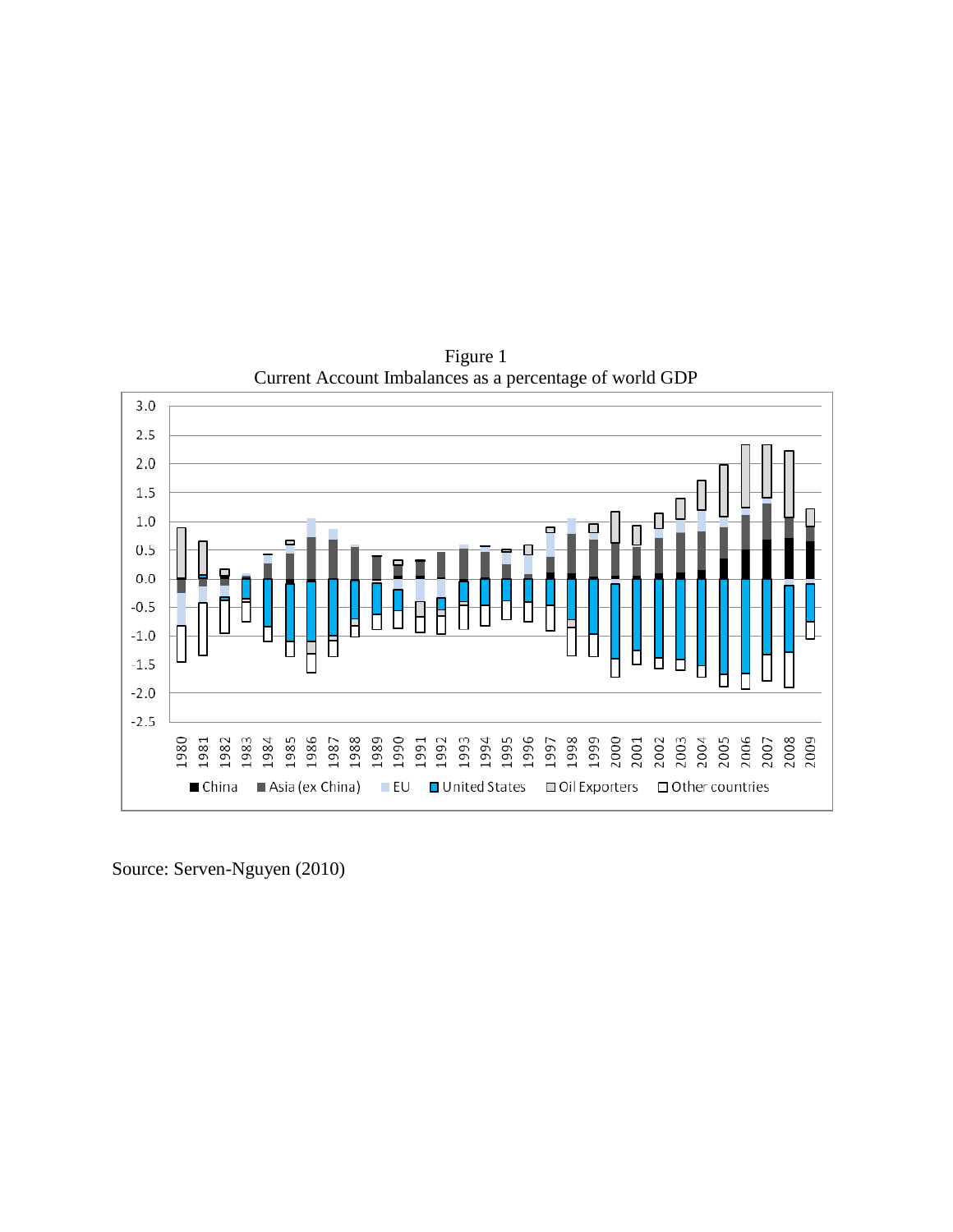Figure 1
Current Account Imbalances as a percentage of world GDP

Source: Serven-Nguyen (2010)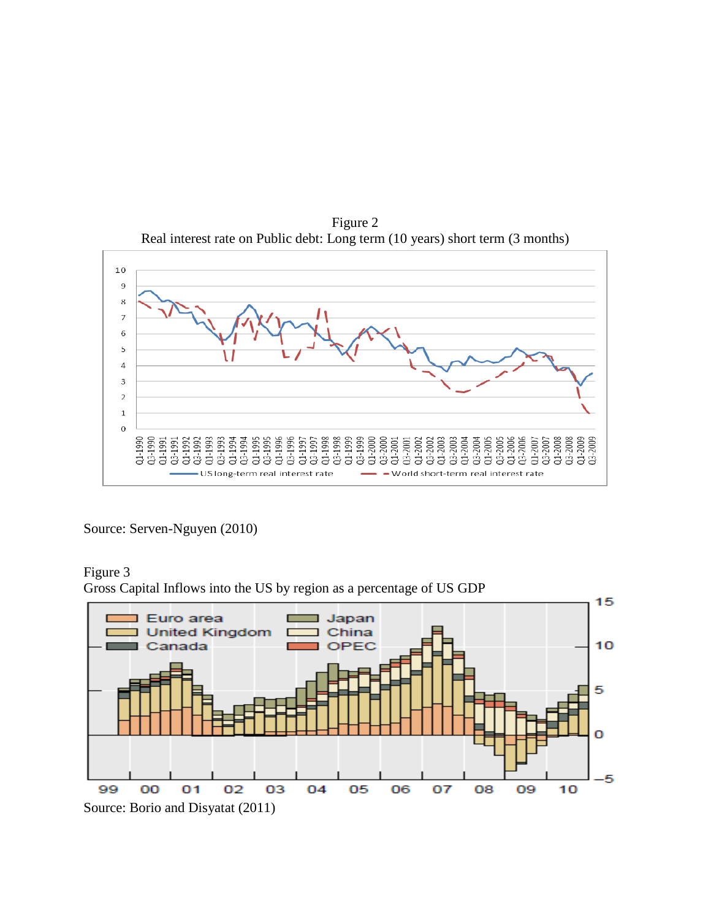Figure 2
Real interest rate on Public debt: Long term (10 years) short term (3 months)

Source: Serven-Nguyen (2010)

Figure 3
Gross Capital Inflows into the US by region as a percentage of US GDP

Source: Borio and Disyatat (2011)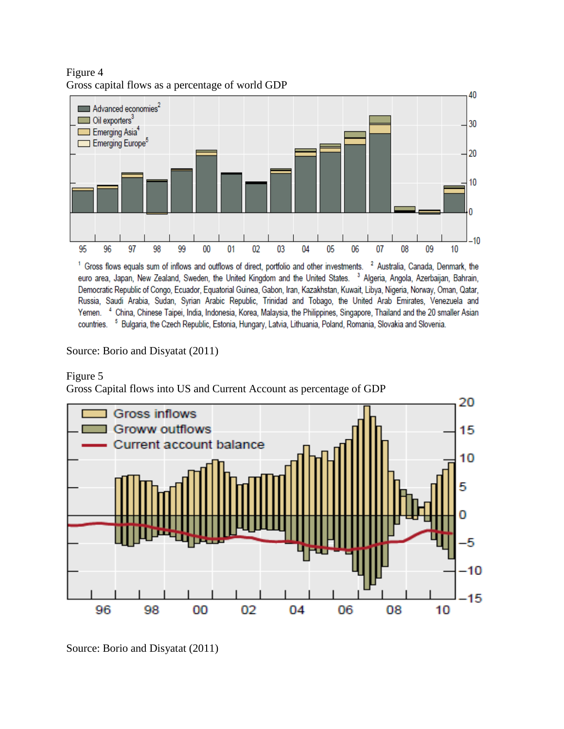Figure 4
Gross capital flows as a percentage of world GDP

[1] Gross flows equals sum of inflows and outflows of direct, portfolio and other investments. [2] Australia, Canada, Denmark, the euro area, Japan, New Zealand, Sweden, the United Kingdom and the United States. [3] Algeria, Angola, Azerbaijan, Bahrain, Democratic Republic of Congo, Ecuador, Equatorial Guinea, Gabon, Iran, Kazakhstan, Kuwait, Libya, Nigeria, Norway, Oman, Qatar, Russia, Saudi Arabia, Sudan, Syrian Arabic Republic, Trinidad and Tobago, the United Arab Emirates, Venezuela and Yemen. [4] China, Chinese Taipei, India, Indonesia, Korea, Malaysia, the Philippines, Singapore, Thailand and the 20 smaller Asian countries. [5] Bulgaria, the Czech Republic, Estonia, Hungary, Latvia, Lithuania, Poland, Romania, Slovakia and Slovenia.

Source: Borio and Disyatat (2011)

Figure 5
Gross Capital flows into US and Current Account as percentage of GDP

Source: Borio and Disyatat (2011)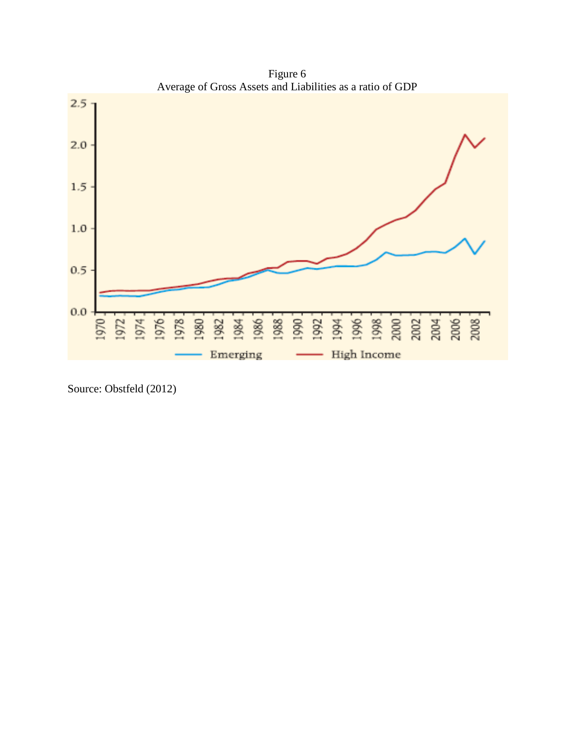Figure 6
Average of Gross Assets and Liabilities as a ratio of GDP

Source: Obstfeld (2012)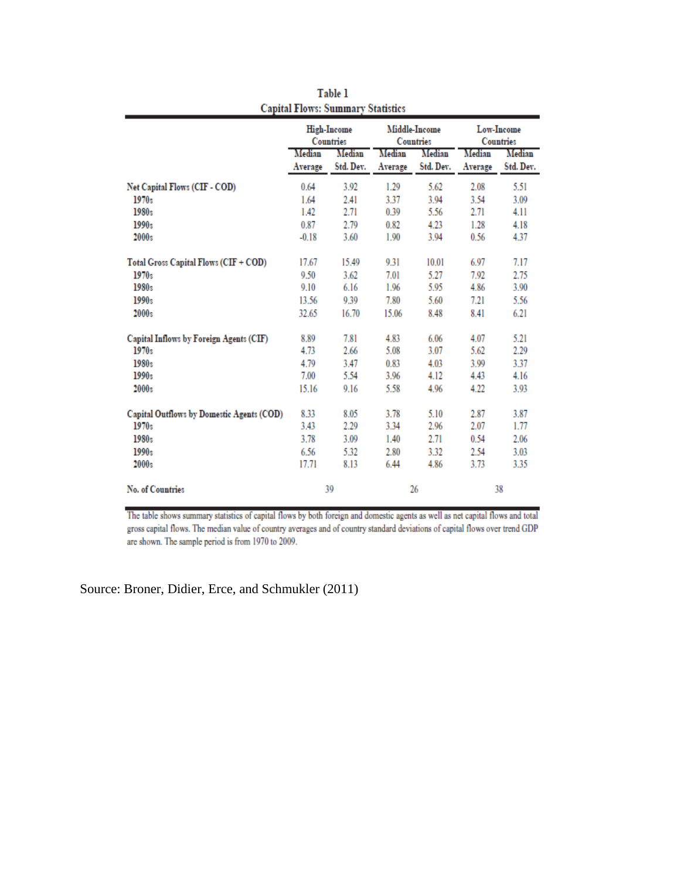**Table 1**
**Capital Flows: Summary Statistics**

| | High-Income Countries | | Middle-Income Countries | | Low-Income Countries | |
|---|---|---|---|---|---|---|
| | Median Average | Median Std. Dev. | Median Average | Median Std. Dev. | Median Average | Median Std. Dev. |
| **Net Capital Flows (CIF - COD)** | 0.64 | 3.92 | 1.29 | 5.62 | 2.08 | 5.51 |
| **1970s** | 1.64 | 2.41 | 3.37 | 3.94 | 3.54 | 3.09 |
| **1980s** | 1.42 | 2.71 | 0.39 | 5.56 | 2.71 | 4.11 |
| **1990s** | 0.87 | 2.79 | 0.82 | 4.23 | 1.28 | 4.18 |
| **2000s** | -0.18 | 3.60 | 1.90 | 3.94 | 0.56 | 4.37 |
| **Total Gross Capital Flows (CIF + COD)** | 17.67 | 15.49 | 9.31 | 10.01 | 6.97 | 7.17 |
| **1970s** | 9.50 | 3.62 | 7.01 | 5.27 | 7.92 | 2.75 |
| **1980s** | 9.10 | 6.16 | 1.96 | 5.95 | 4.86 | 3.90 |
| **1990s** | 13.56 | 9.39 | 7.80 | 5.60 | 7.21 | 5.56 |
| **2000s** | 32.65 | 16.70 | 15.06 | 8.48 | 8.41 | 6.21 |
| **Capital Inflows by Foreign Agents (CIF)** | 8.89 | 7.81 | 4.83 | 6.06 | 4.07 | 5.21 |
| **1970s** | 4.73 | 2.66 | 5.08 | 3.07 | 5.62 | 2.29 |
| **1980s** | 4.79 | 3.47 | 0.83 | 4.03 | 3.99 | 3.37 |
| **1990s** | 7.00 | 5.54 | 3.96 | 4.12 | 4.43 | 4.16 |
| **2000s** | 15.16 | 9.16 | 5.58 | 4.96 | 4.22 | 3.93 |
| **Capital Outflows by Domestic Agents (COD)** | 8.33 | 8.05 | 3.78 | 5.10 | 2.87 | 3.87 |
| **1970s** | 3.43 | 2.29 | 3.34 | 2.96 | 2.07 | 1.77 |
| **1980s** | 3.78 | 3.09 | 1.40 | 2.71 | 0.54 | 2.06 |
| **1990s** | 6.56 | 5.32 | 2.80 | 3.32 | 2.54 | 3.03 |
| **2000s** | 17.71 | 8.13 | 6.44 | 4.86 | 3.73 | 3.35 |
| **No. of Countries** | 39 | | 26 | | 38 | |

The table shows summary statistics of capital flows by both foreign and domestic agents as well as net capital flows and total gross capital flows. The median value of country averages and of country standard deviations of capital flows over trend GDP are shown. The sample period is from 1970 to 2009.

Source: Broner, Didier, Erce, and Schmukler (2011)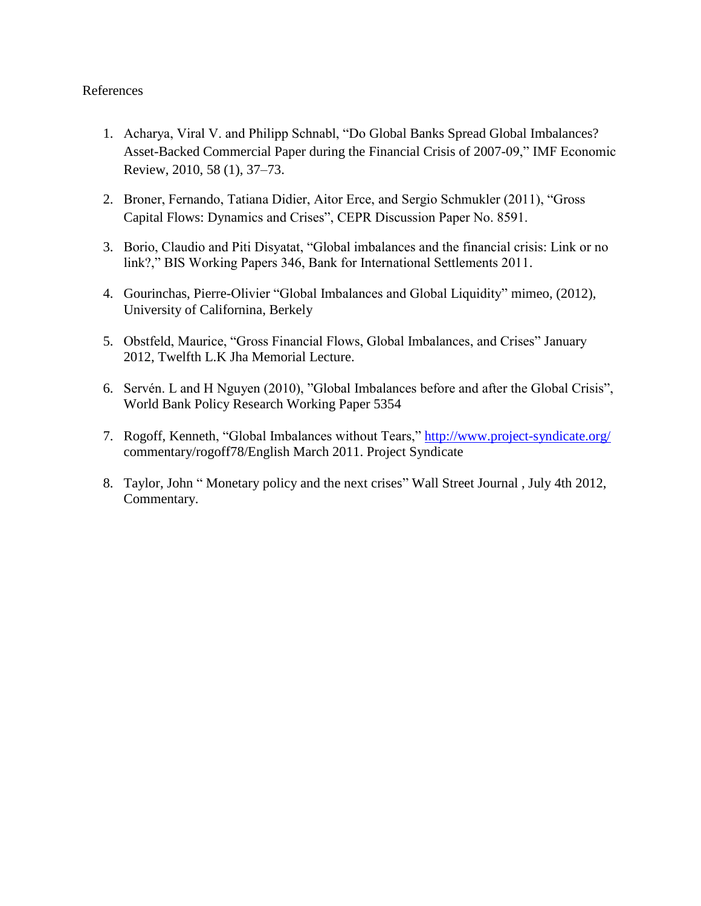References

1. Acharya, Viral V. and Philipp Schnabl, "Do Global Banks Spread Global Imbalances? Asset-Backed Commercial Paper during the Financial Crisis of 2007-09," IMF Economic Review, 2010, 58 (1), 37–73.

2. Broner, Fernando, Tatiana Didier, Aitor Erce, and Sergio Schmukler (2011), "Gross Capital Flows: Dynamics and Crises", CEPR Discussion Paper No. 8591.

3. Borio, Claudio and Piti Disyatat, "Global imbalances and the financial crisis: Link or no link?," BIS Working Papers 346, Bank for International Settlements 2011.

4. Gourinchas, Pierre-Olivier "Global Imbalances and Global Liquidity" mimeo, (2012), University of Californina, Berkely

5. Obstfeld, Maurice, "Gross Financial Flows, Global Imbalances, and Crises" January 2012, Twelfth L.K Jha Memorial Lecture.

6. Servén. L and H Nguyen (2010), "Global Imbalances before and after the Global Crisis", World Bank Policy Research Working Paper 5354

7. Rogoff, Kenneth, "Global Imbalances without Tears," http://www.project-syndicate.org/ commentary/rogoff78/English March 2011. Project Syndicate

8. Taylor, John " Monetary policy and the next crises" Wall Street Journal , July 4th 2012, Commentary.